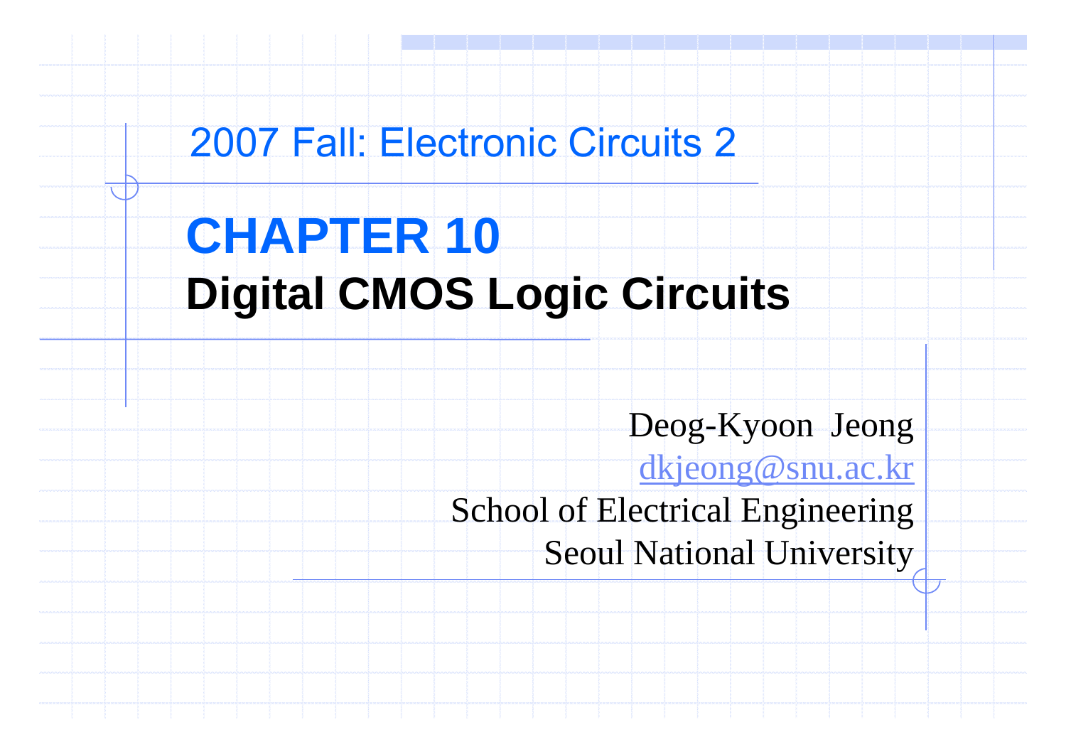2007 Fall: Electronic Circuits 2

# CHAPTER 10

## Digital CMOS Logic Circuits

Deog-Kyoon Jeong

dkjeong@snu.ac.kr

School of Electrical Engineering

Seoul National University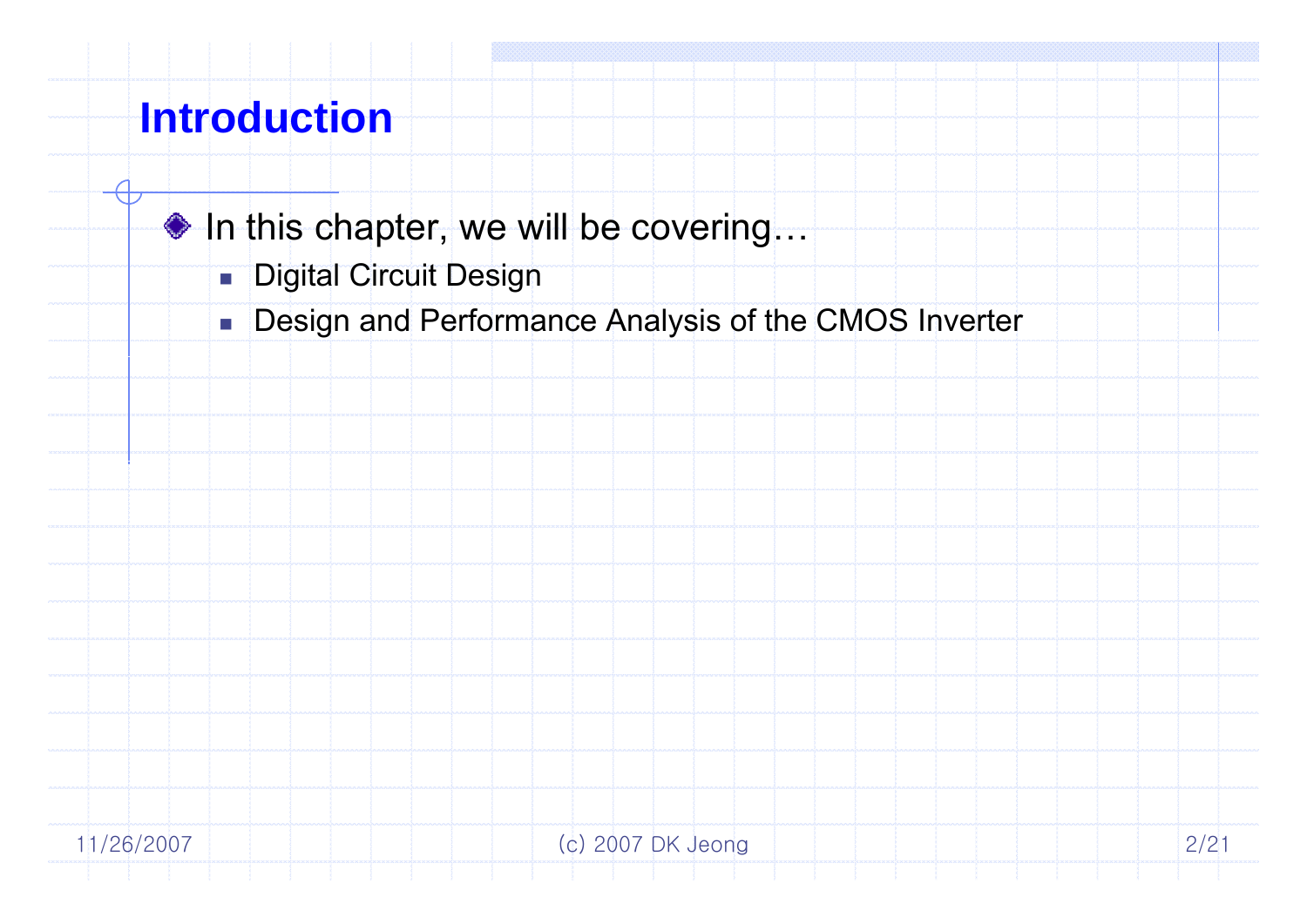## Introduction

- In this chapter, we will be covering…
  - Digital Circuit Design
  - Design and Performance Analysis of the CMOS Inverter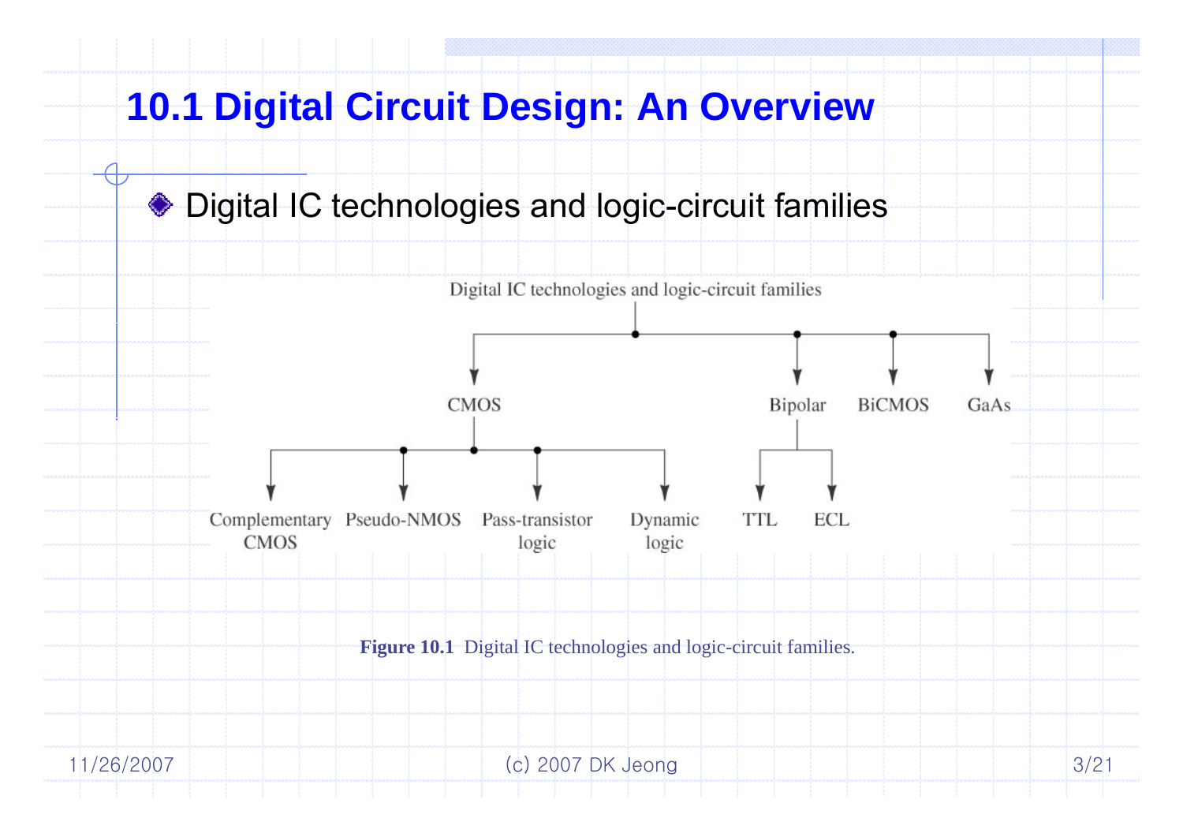# 10.1 Digital Circuit Design: An Overview

- Digital IC technologies and logic-circuit families

Digital IC technologies and logic-circuit families

- CMOS
  - Complementary CMOS
  - Pseudo-NMOS
  - Pass-transistor logic
  - Dynamic logic
- Bipolar
  - TTL
  - ECL
- BiCMOS
- GaAs

**Figure 10.1** Digital IC technologies and logic-circuit families.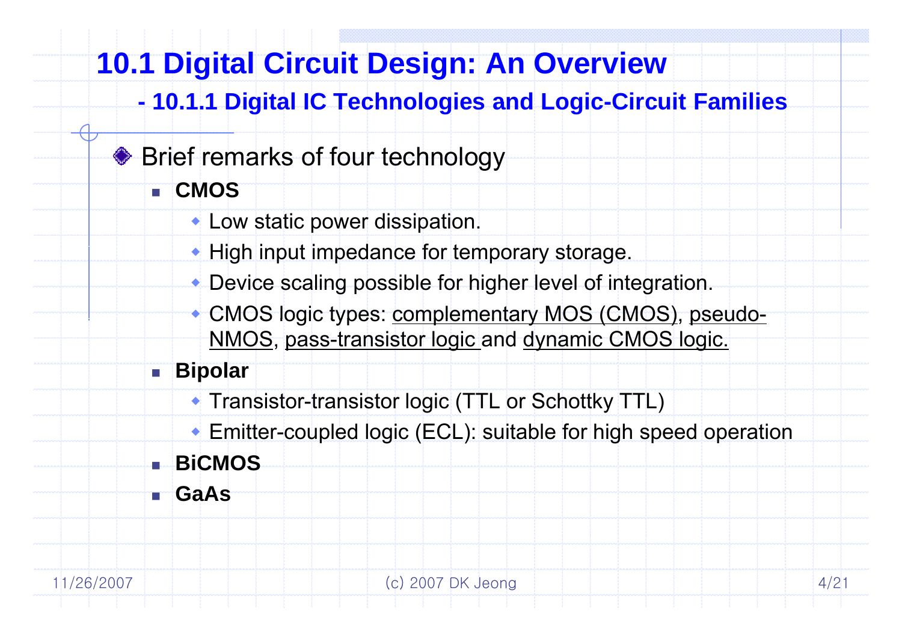# 10.1 Digital Circuit Design: An Overview

## - 10.1.1 Digital IC Technologies and Logic-Circuit Families

- Brief remarks of four technology
  - **CMOS**
    - Low static power dissipation.
    - High input impedance for temporary storage.
    - Device scaling possible for higher level of integration.
    - CMOS logic types: complementary MOS (CMOS), pseudo-NMOS, pass-transistor logic and dynamic CMOS logic.
  - **Bipolar**
    - Transistor-transistor logic (TTL or Schottky TTL)
    - Emitter-coupled logic (ECL): suitable for high speed operation
  - **BiCMOS**
  - **GaAs**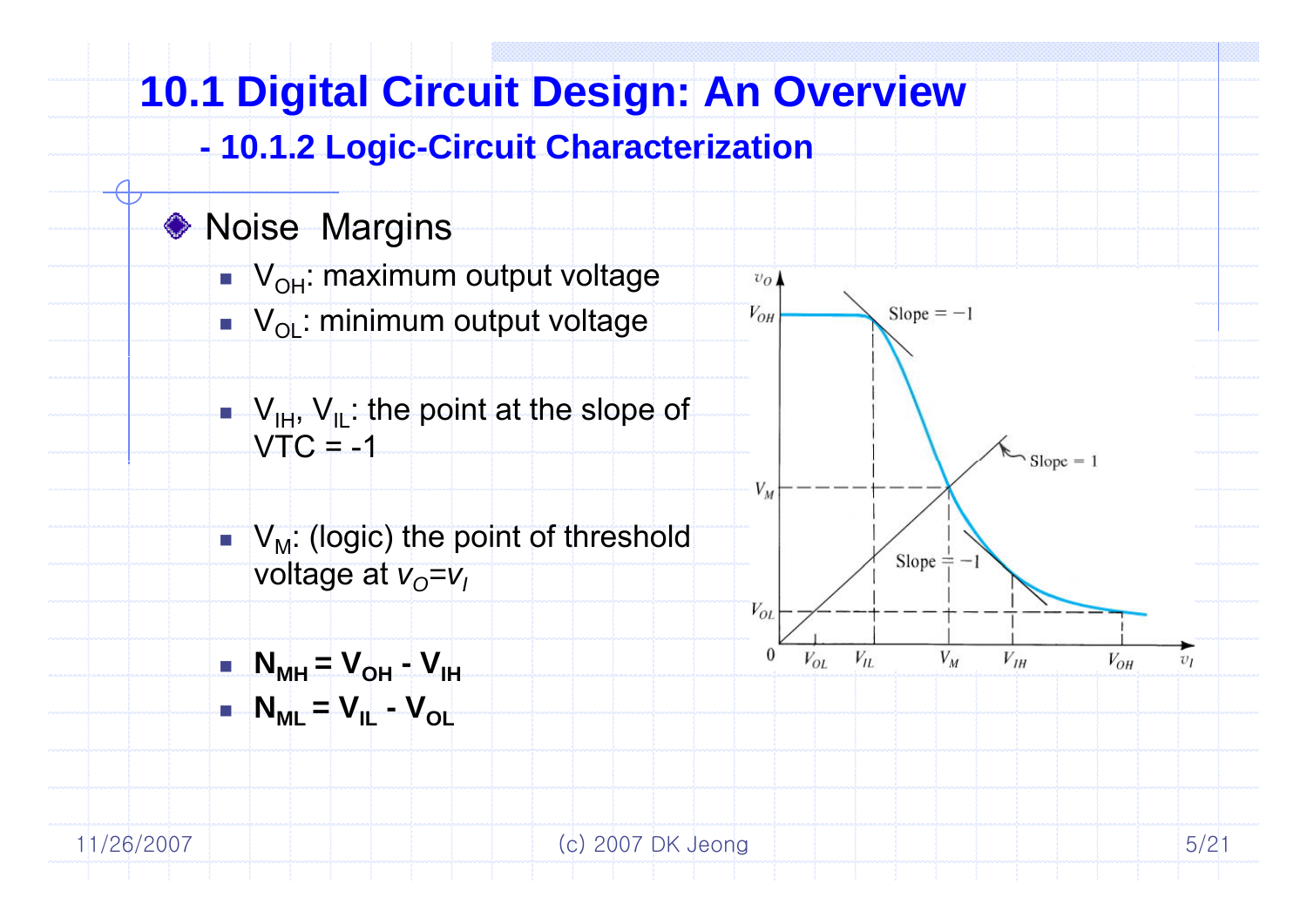# 10.1 Digital Circuit Design: An Overview

## - 10.1.2 Logic-Circuit Characterization

### Noise Margins

- $V_{OH}$: maximum output voltage
- $V_{OL}$: minimum output voltage
- $V_{IH}$, $V_{IL}$: the point at the slope of VTC = -1
- $V_M$: (logic) the point of threshold voltage at $v_O = v_I$
- $\mathbf{N_{MH} = V_{OH} - V_{IH}}$
- $\mathbf{N_{ML} = V_{IL} - V_{OL}}$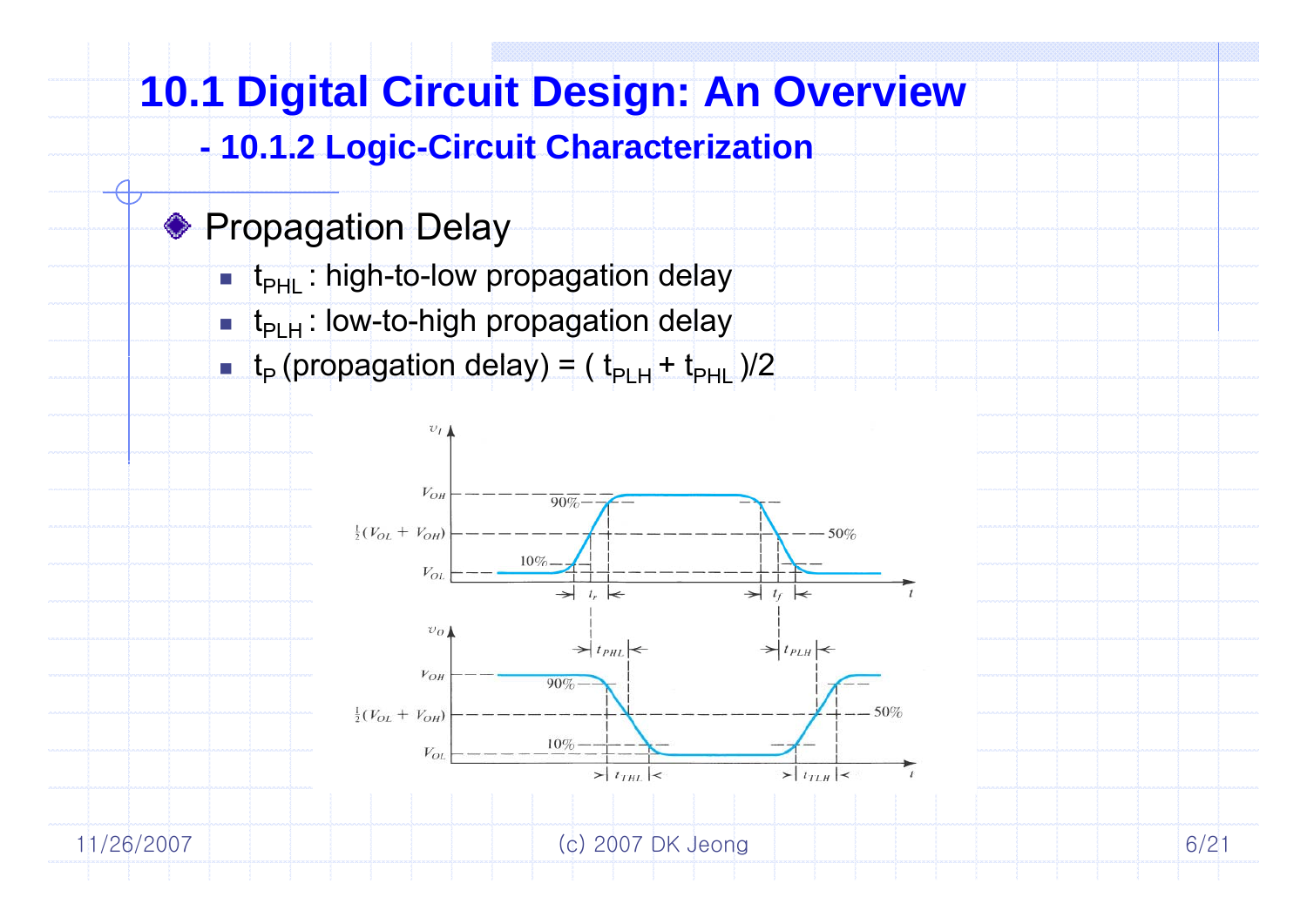# 10.1 Digital Circuit Design: An Overview

## - 10.1.2 Logic-Circuit Characterization

### Propagation Delay

- $t_{PHL}$ : high-to-low propagation delay
- $t_{PLH}$ : low-to-high propagation delay
- $t_P$ (propagation delay) = ( $t_{PLH}$ + $t_{PHL}$ )/2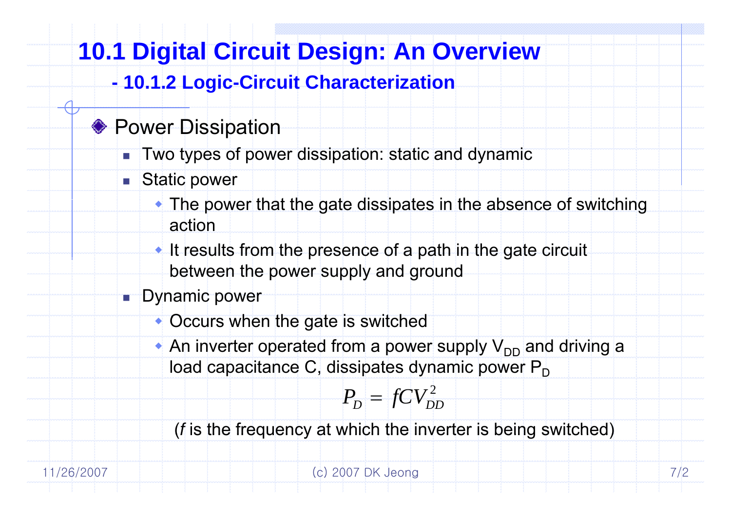# 10.1 Digital Circuit Design: An Overview

## - 10.1.2 Logic-Circuit Characterization

### Power Dissipation

- Two types of power dissipation: static and dynamic
- Static power
  - The power that the gate dissipates in the absence of switching action
  - It results from the presence of a path in the gate circuit between the power supply and ground
- Dynamic power
  - Occurs when the gate is switched
  - An inverter operated from a power supply $V_{DD}$ and driving a load capacitance C, dissipates dynamic power $P_D$

$$P_D = fCV_{DD}^2$$

($f$ is the frequency at which the inverter is being switched)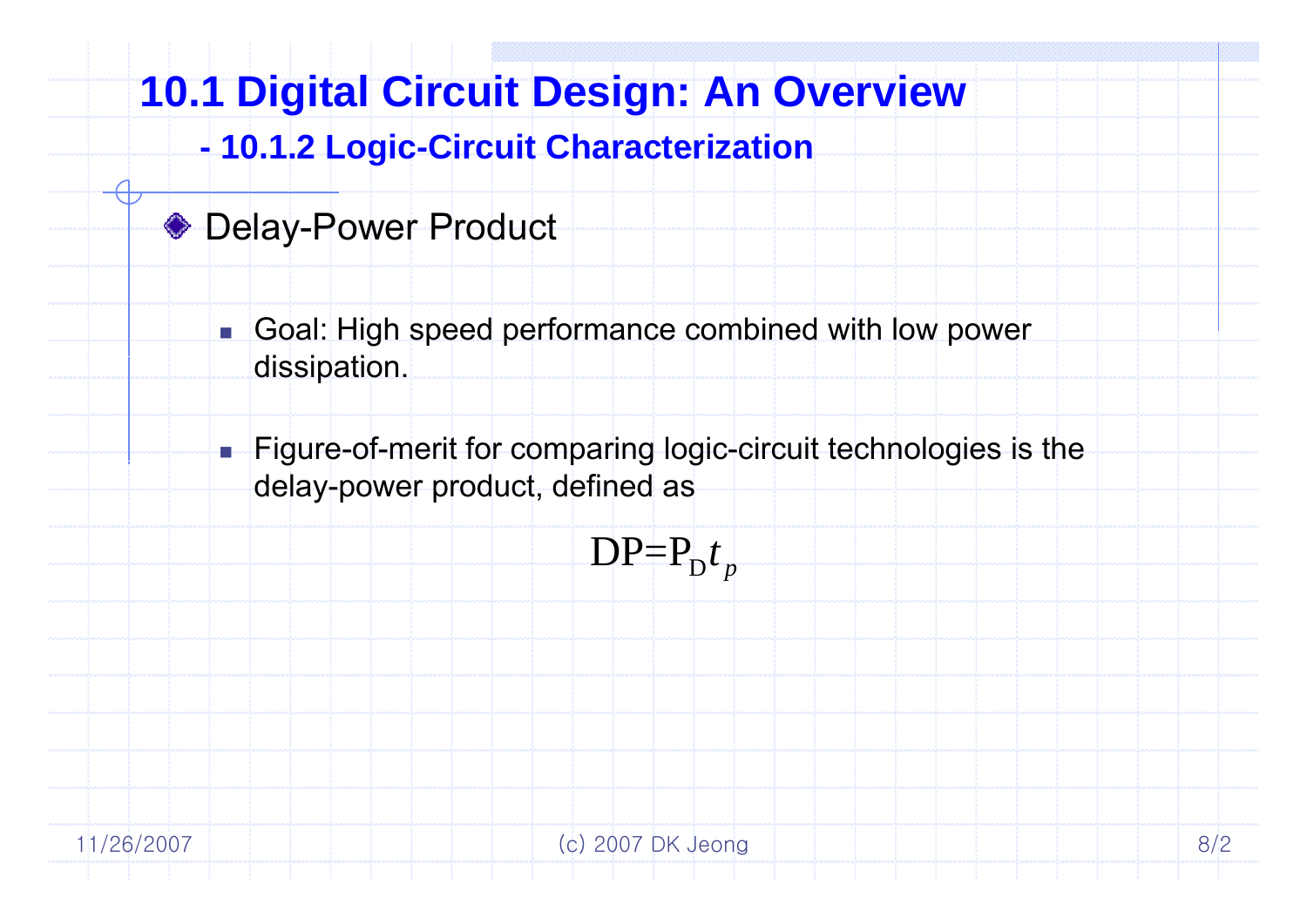# 10.1 Digital Circuit Design: An Overview

## - 10.1.2 Logic-Circuit Characterization

### Delay-Power Product

- Goal: High speed performance combined with low power dissipation.

- Figure-of-merit for comparing logic-circuit technologies is the delay-power product, defined as

$$\mathrm{DP} = \mathrm{P_D} t_p$$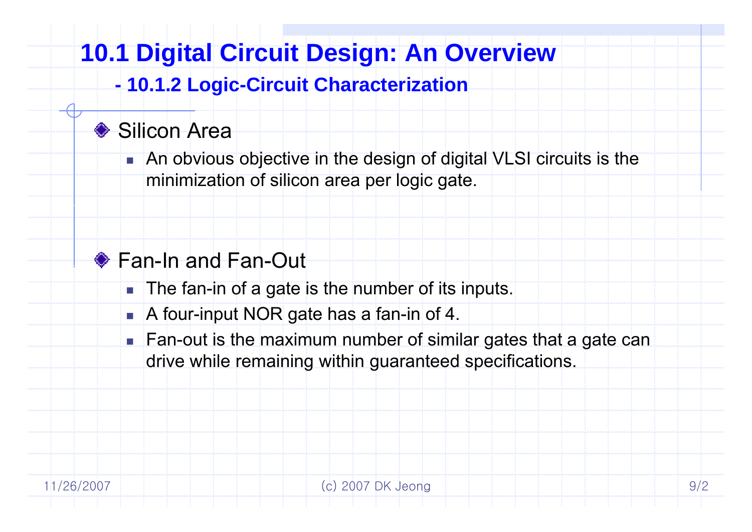# 10.1 Digital Circuit Design: An Overview

## - 10.1.2 Logic-Circuit Characterization

### Silicon Area

- An obvious objective in the design of digital VLSI circuits is the minimization of silicon area per logic gate.

### Fan-In and Fan-Out

- The fan-in of a gate is the number of its inputs.
- A four-input NOR gate has a fan-in of 4.
- Fan-out is the maximum number of similar gates that a gate can drive while remaining within guaranteed specifications.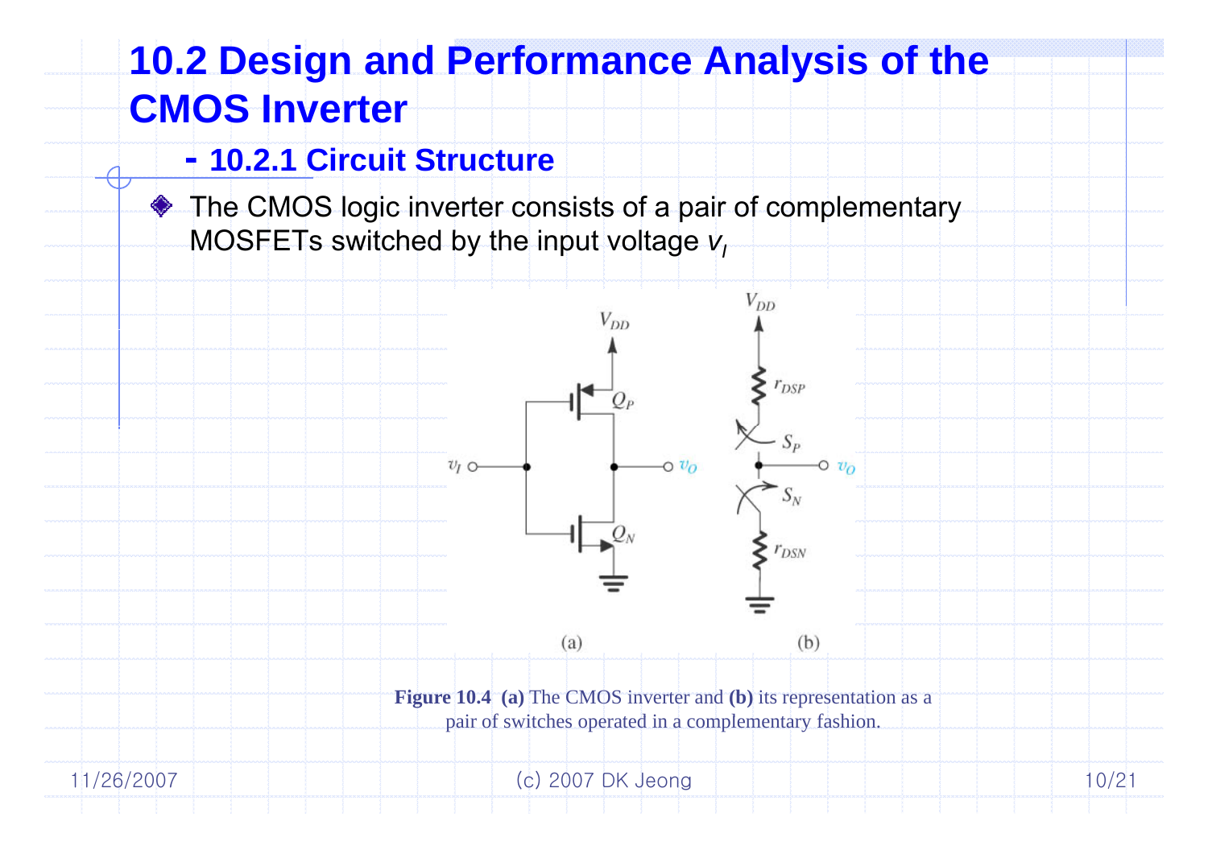# 10.2 Design and Performance Analysis of the CMOS Inverter

## - 10.2.1 Circuit Structure

- The CMOS logic inverter consists of a pair of complementary MOSFETs switched by the input voltage $v_I$

**Figure 10.4** **(a)** The CMOS inverter and **(b)** its representation as a pair of switches operated in a complementary fashion.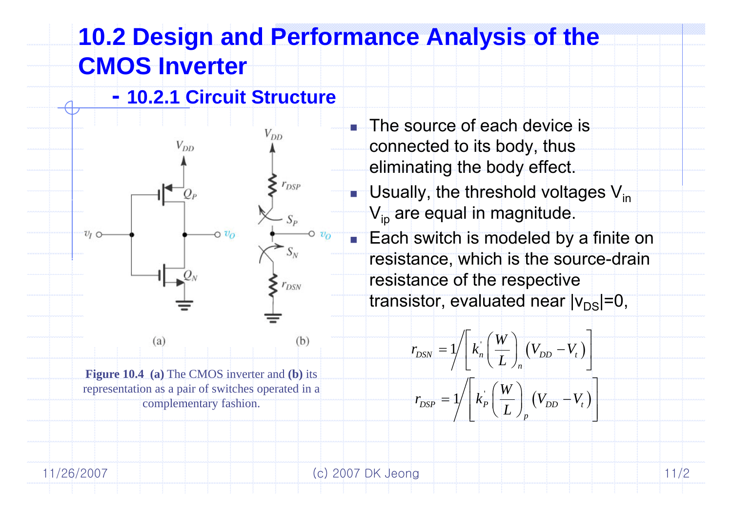# 10.2 Design and Performance Analysis of the CMOS Inverter

## - 10.2.1 Circuit Structure

**Figure 10.4** **(a)** The CMOS inverter and **(b)** its representation as a pair of switches operated in a complementary fashion.

- The source of each device is connected to its body, thus eliminating the body effect.
- Usually, the threshold voltages $V_{in}$ $V_{ip}$ are equal in magnitude.
- Each switch is modeled by a finite on resistance, which is the source-drain resistance of the respective transistor, evaluated near $|v_{DS}|=0$,

$$r_{DSN} = 1\Big/\left[k_n'\left(\frac{W}{L}\right)_n (V_{DD} - V_t)\right]$$

$$r_{DSP} = 1\Big/\left[k_P'\left(\frac{W}{L}\right)_p (V_{DD} - V_t)\right]$$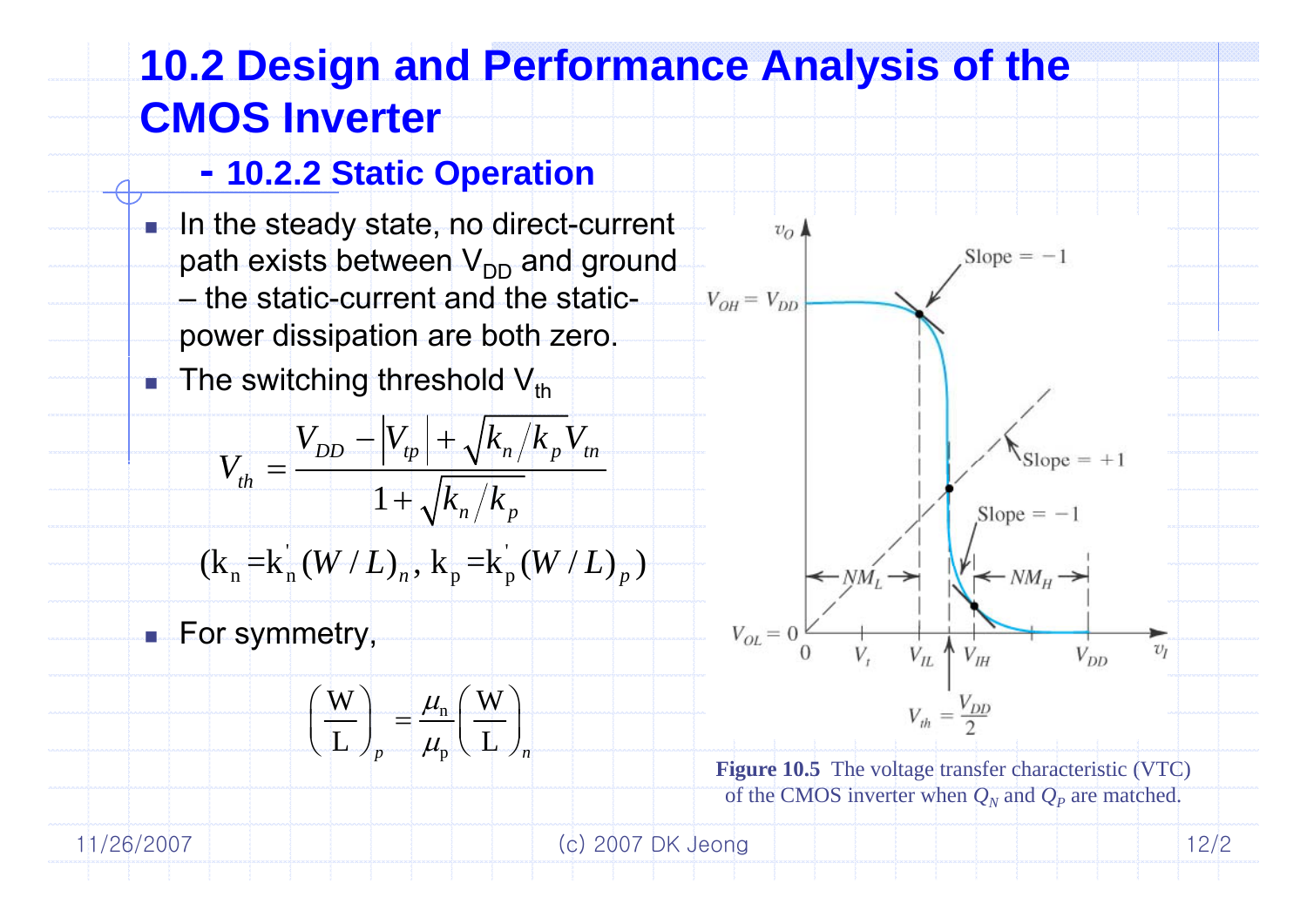# 10.2 Design and Performance Analysis of the CMOS Inverter

## - 10.2.2 Static Operation

- In the steady state, no direct-current path exists between $V_{DD}$ and ground – the static-current and the static-power dissipation are both zero.
- The switching threshold $V_{th}$

$$V_{th} = \frac{V_{DD} - |V_{tp}| + \sqrt{k_n / k_p} V_{tn}}{1 + \sqrt{k_n / k_p}}$$

$$(k_n = k_n^{'} (W/L)_n, \; k_p = k_p^{'} (W/L)_p)$$

- For symmetry,

$$\left(\frac{W}{L}\right)_p = \frac{\mu_n}{\mu_p} \left(\frac{W}{L}\right)_n$$

**Figure 10.5** The voltage transfer characteristic (VTC) of the CMOS inverter when $Q_N$ and $Q_P$ are matched.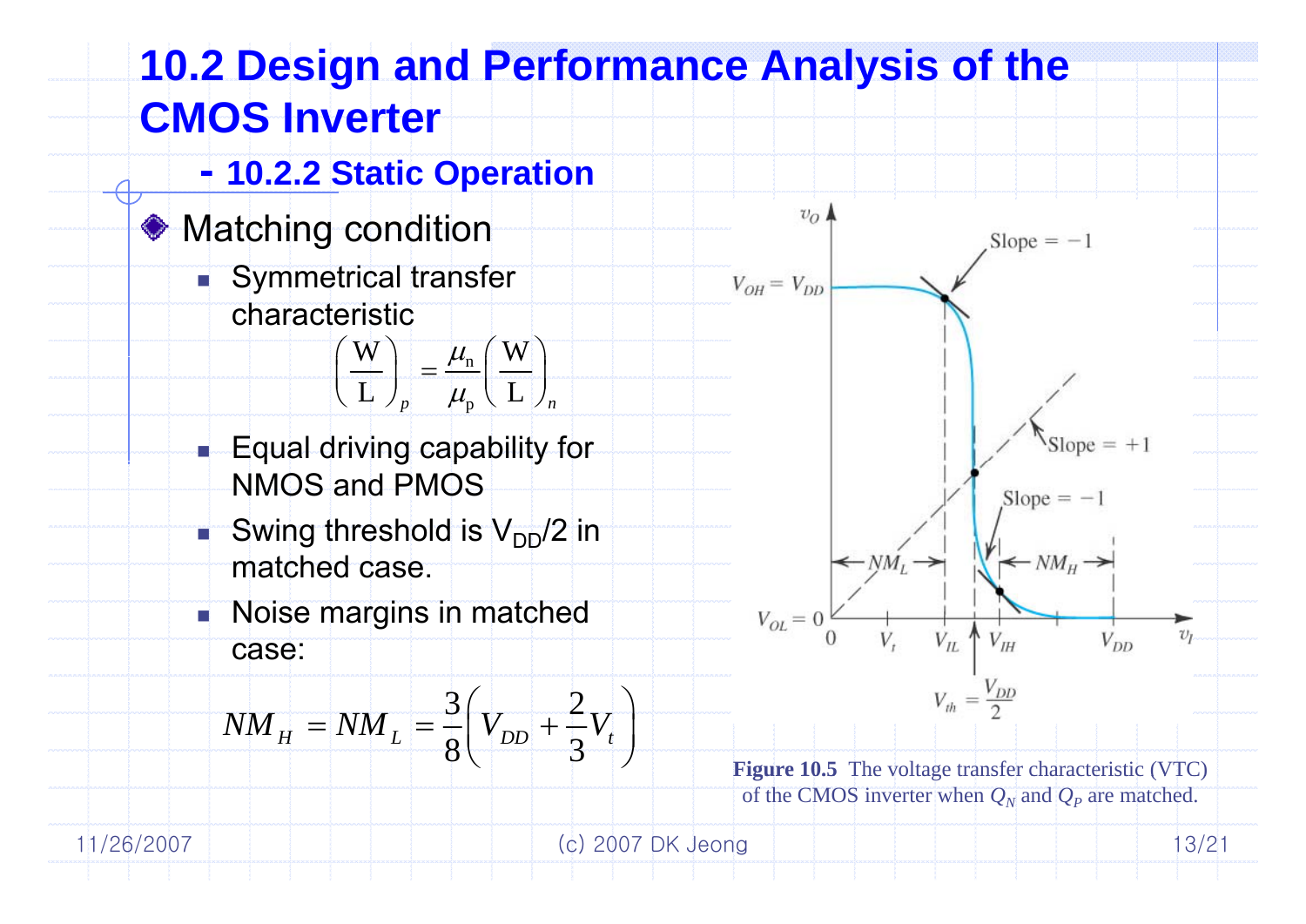# 10.2 Design and Performance Analysis of the CMOS Inverter

## - 10.2.2 Static Operation

- Matching condition
  - Symmetrical transfer characteristic

$$\left(\frac{W}{L}\right)_p = \frac{\mu_n}{\mu_p}\left(\frac{W}{L}\right)_n$$

  - Equal driving capability for NMOS and PMOS
  - Swing threshold is $V_{DD}/2$ in matched case.
  - Noise margins in matched case:

$$NM_H = NM_L = \frac{3}{8}\left(V_{DD} + \frac{2}{3}V_t\right)$$

**Figure 10.5** The voltage transfer characteristic (VTC) of the CMOS inverter when $Q_N$ and $Q_P$ are matched.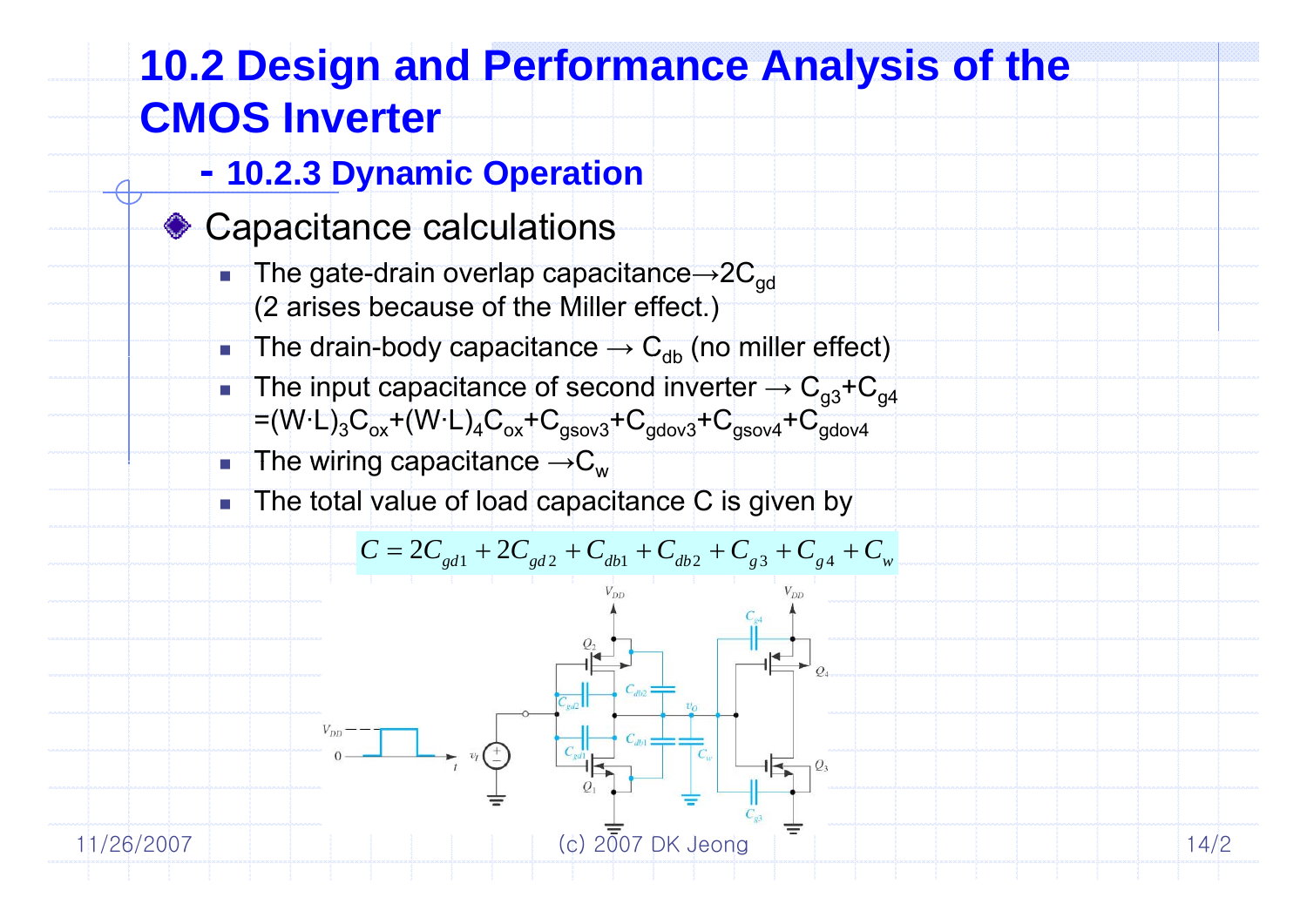# 10.2 Design and Performance Analysis of the CMOS Inverter

## - 10.2.3 Dynamic Operation

### Capacitance calculations

- The gate-drain overlap capacitance→$2C_{gd}$ (2 arises because of the Miller effect.)
- The drain-body capacitance → $C_{db}$ (no miller effect)
- The input capacitance of second inverter → $C_{g3}+C_{g4}$ $=(W \cdot L)_3 C_{ox}+(W \cdot L)_4 C_{ox}+C_{gsov3}+C_{gdov3}+C_{gsov4}+C_{gdov4}$
- The wiring capacitance →$C_w$
- The total value of load capacitance C is given by

$$C = 2C_{gd1} + 2C_{gd2} + C_{db1} + C_{db2} + C_{g3} + C_{g4} + C_w$$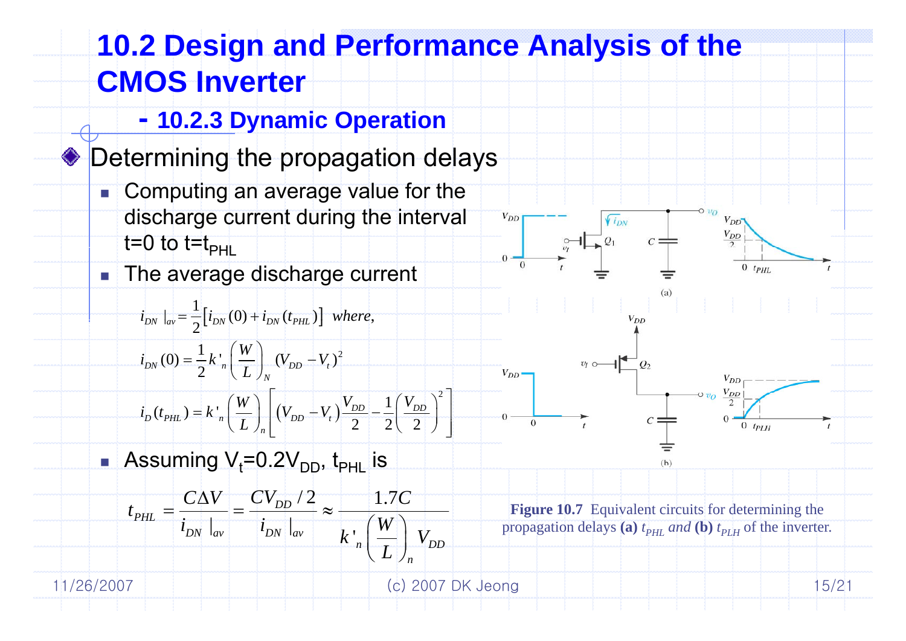# 10.2 Design and Performance Analysis of the CMOS Inverter

## - 10.2.3 Dynamic Operation

- Determining the propagation delays
  - Computing an average value for the discharge current during the interval t=0 to t=$t_{PHL}$
  - The average discharge current

$$i_{DN}\,|_{av} = \frac{1}{2}\left[i_{DN}(0) + i_{DN}(t_{PHL})\right] \;\; where,$$

$$i_{DN}(0) = \frac{1}{2}k'_n\left(\frac{W}{L}\right)_N (V_{DD} - V_t)^2$$

$$i_D(t_{PHL}) = k'_n\left(\frac{W}{L}\right)_n \left[(V_{DD} - V_t)\frac{V_{DD}}{2} - \frac{1}{2}\left(\frac{V_{DD}}{2}\right)^2\right]$$

  - Assuming $V_t$=0.2$V_{DD}$, $t_{PHL}$ is

$$t_{PHL} = \frac{C\Delta V}{i_{DN}\,|_{av}} = \frac{CV_{DD}/2}{i_{DN}\,|_{av}} \approx \frac{1.7C}{k'_n\left(\frac{W}{L}\right)_n V_{DD}}$$

**Figure 10.7** Equivalent circuits for determining the propagation delays **(a)** $t_{PHL}$ *and* **(b)** $t_{PLH}$ of the inverter.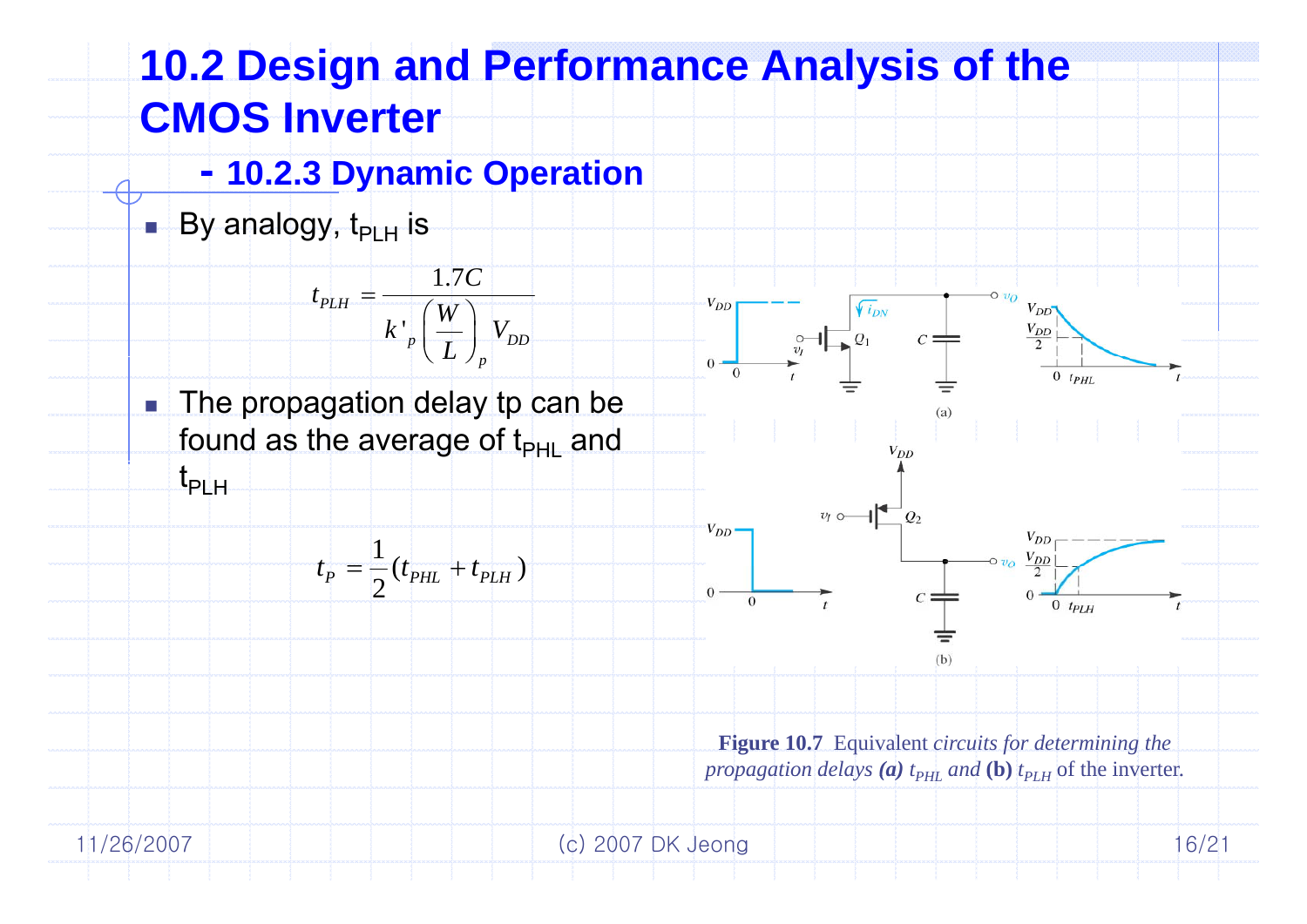# 10.2 Design and Performance Analysis of the CMOS Inverter

## - 10.2.3 Dynamic Operation

- By analogy, $t_{PLH}$ is

$$t_{PLH} = \frac{1.7C}{k'_p \left(\frac{W}{L}\right)_p V_{DD}}$$

- The propagation delay tp can be found as the average of $t_{PHL}$ and $t_{PLH}$

$$t_P = \frac{1}{2}(t_{PHL} + t_{PLH})$$

**Figure 10.7** Equivalent *circuits for determining the propagation delays* ***(a)*** $t_{PHL}$ *and* **(b)** $t_{PLH}$ of the inverter.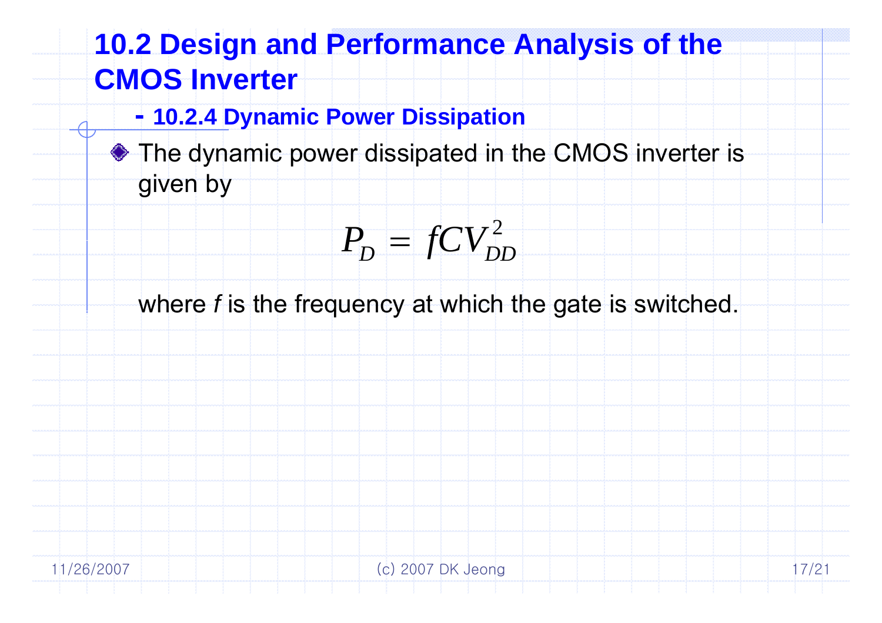# 10.2 Design and Performance Analysis of the CMOS Inverter

## - 10.2.4 Dynamic Power Dissipation

- The dynamic power dissipated in the CMOS inverter is given by

$$P_D = fCV_{DD}^2$$

where *f* is the frequency at which the gate is switched.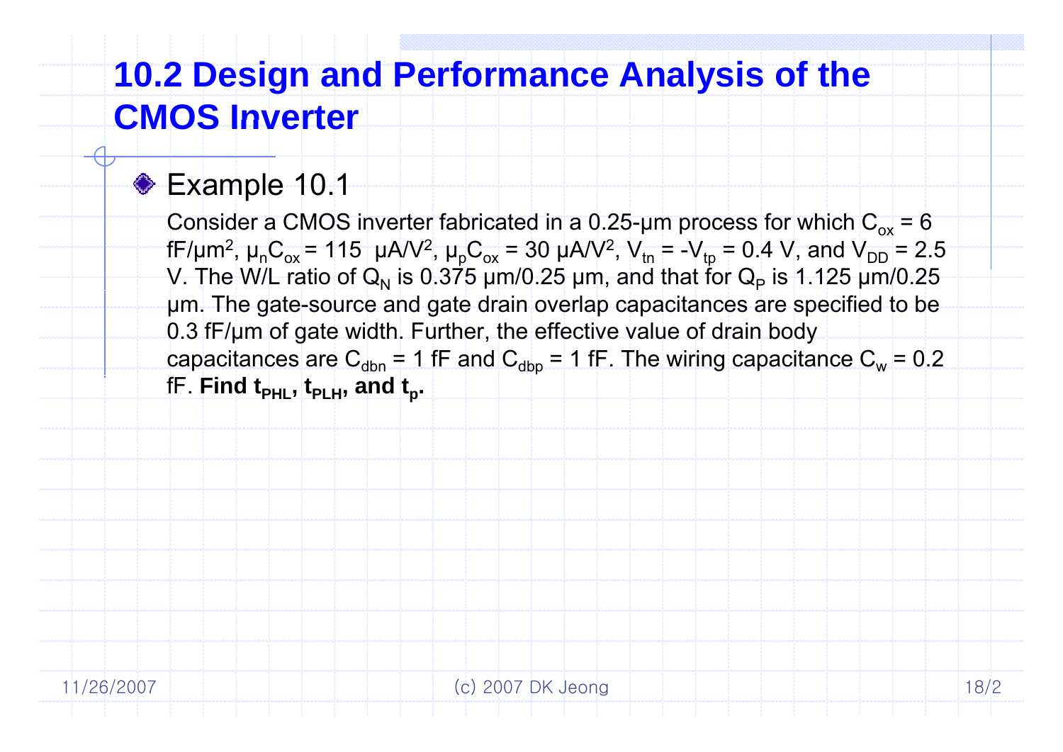# 10.2 Design and Performance Analysis of the CMOS Inverter

- Example 10.1

  Consider a CMOS inverter fabricated in a 0.25-μm process for which $C_{ox}$ = 6 fF/μm$^2$, $\mu_n C_{ox}$ = 115 μA/V$^2$, $\mu_p C_{ox}$ = 30 μA/V$^2$, $V_{tn} = -V_{tp}$ = 0.4 V, and $V_{DD}$ = 2.5 V. The W/L ratio of $Q_N$ is 0.375 μm/0.25 μm, and that for $Q_P$ is 1.125 μm/0.25 μm. The gate-source and gate drain overlap capacitances are specified to be 0.3 fF/μm of gate width. Further, the effective value of drain body capacitances are $C_{dbn}$ = 1 fF and $C_{dbp}$ = 1 fF. The wiring capacitance $C_w$ = 0.2 fF. **Find $t_{PHL}$, $t_{PLH}$, and $t_p$.**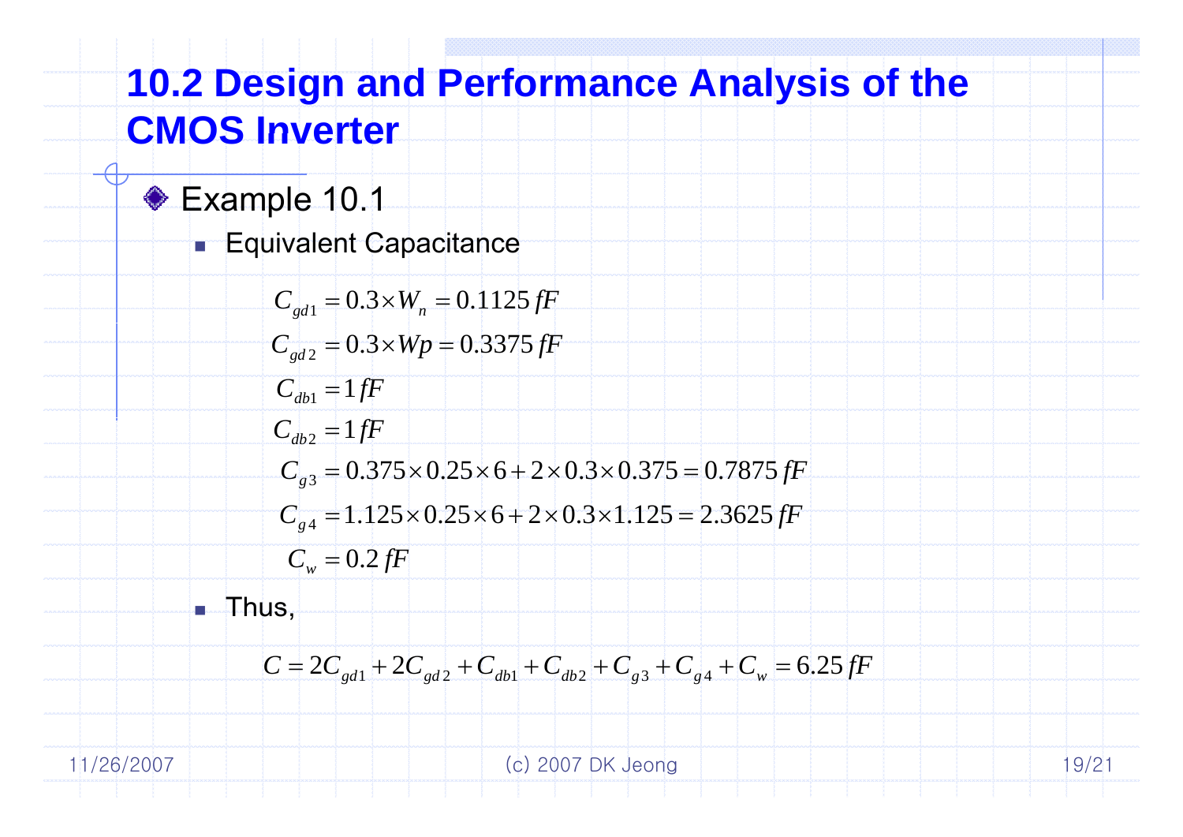# 10.2 Design and Performance Analysis of the CMOS Inverter

- Example 10.1
  - Equivalent Capacitance

$$C_{gd1} = 0.3 \times W_n = 0.1125\, fF$$

$$C_{gd2} = 0.3 \times Wp = 0.3375\, fF$$

$$C_{db1} = 1\, fF$$

$$C_{db2} = 1\, fF$$

$$C_{g3} = 0.375 \times 0.25 \times 6 + 2 \times 0.3 \times 0.375 = 0.7875\, fF$$

$$C_{g4} = 1.125 \times 0.25 \times 6 + 2 \times 0.3 \times 1.125 = 2.3625\, fF$$

$$C_w = 0.2\, fF$$

  - Thus,

$$C = 2C_{gd1} + 2C_{gd2} + C_{db1} + C_{db2} + C_{g3} + C_{g4} + C_w = 6.25\, fF$$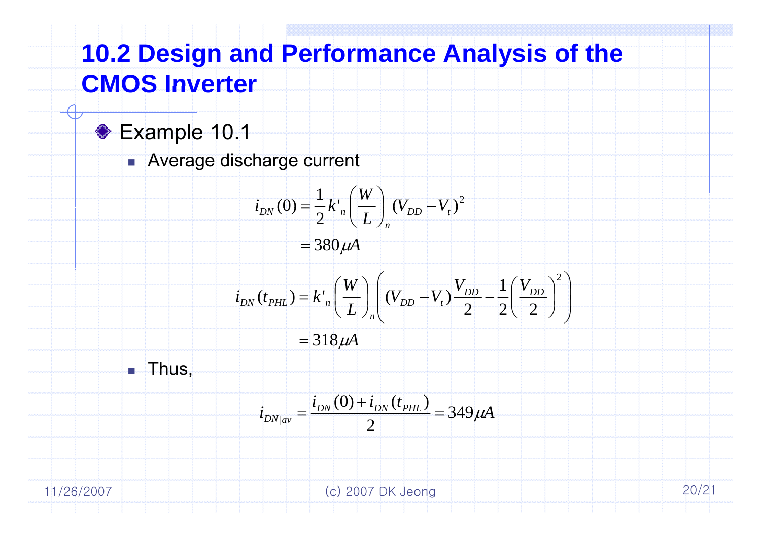# 10.2 Design and Performance Analysis of the CMOS Inverter

- Example 10.1
  - Average discharge current

$$i_{DN}(0) = \frac{1}{2}k'_n\left(\frac{W}{L}\right)_n (V_{DD} - V_t)^2$$

$$= 380\mu A$$

$$i_{DN}(t_{PHL}) = k'_n\left(\frac{W}{L}\right)_n \left((V_{DD} - V_t)\frac{V_{DD}}{2} - \frac{1}{2}\left(\frac{V_{DD}}{2}\right)^2\right)$$

$$= 318\mu A$$

  - Thus,

$$i_{DN|av} = \frac{i_{DN}(0) + i_{DN}(t_{PHL})}{2} = 349\mu A$$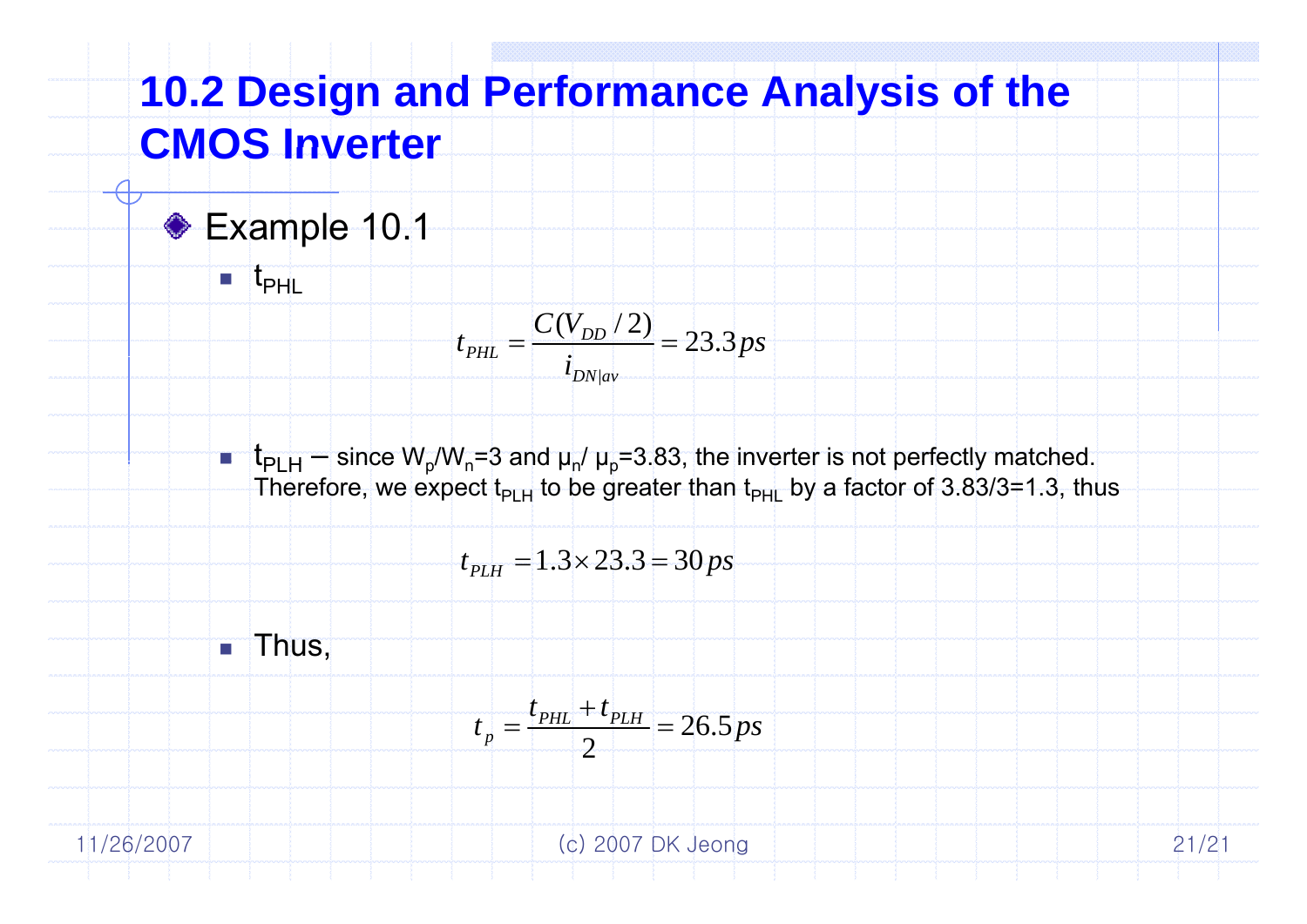# 10.2 Design and Performance Analysis of the CMOS Inverter

## Example 10.1

- $t_{PHL}$

$$t_{PHL} = \frac{C(V_{DD}/2)}{i_{DN|av}} = 23.3\,ps$$

- $t_{PLH}$ – since $W_p/W_n$=3 and $\mu_n/\mu_p$=3.83, the inverter is not perfectly matched. Therefore, we expect $t_{PLH}$ to be greater than $t_{PHL}$ by a factor of 3.83/3=1.3, thus

$$t_{PLH} = 1.3 \times 23.3 = 30\,ps$$

- Thus,

$$t_p = \frac{t_{PHL} + t_{PLH}}{2} = 26.5\,ps$$